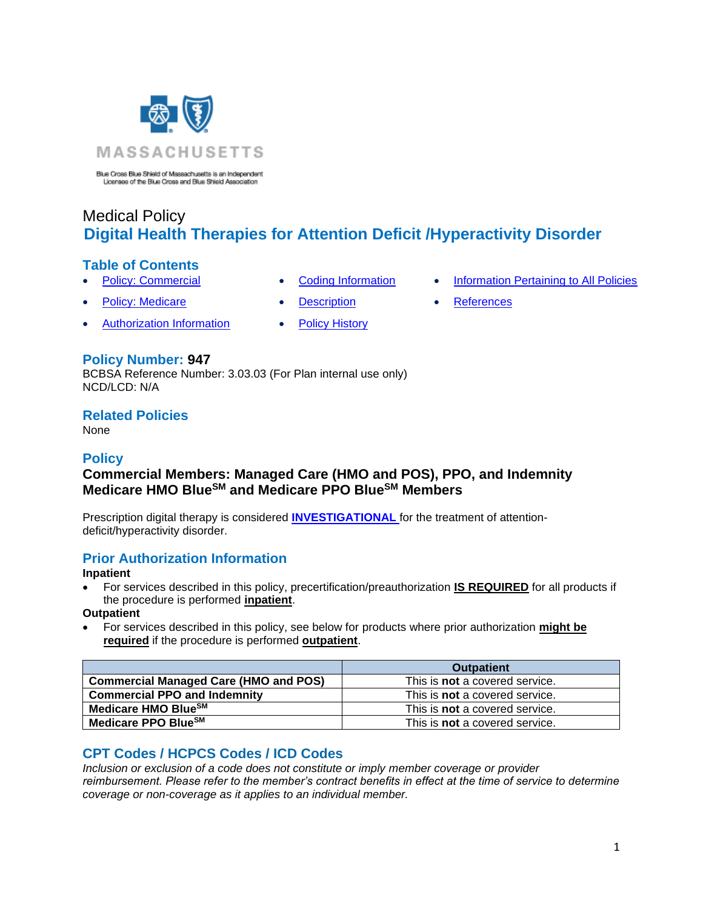Blue Cross Blue Shield of Massachusetts is an Independent Licensee of the Blue Cross and Blue Shield Association

Medical Policy

# Digital Health Therapies for Attention Deficit /Hyperactivity Disorder

## Table of Contents

- Policy: Commercial
- Policy: Medicare
- Authorization Information
- Coding Information
- Description
- Policy History
- Information Pertaining to All Policies
- References

## Policy Number: 947

BCBSA Reference Number: 3.03.03 (For Plan internal use only)
NCD/LCD: N/A

## Related Policies

None

## Policy

**Commercial Members: Managed Care (HMO and POS), PPO, and Indemnity**
**Medicare HMO Blue[SM] and Medicare PPO Blue[SM] Members**

Prescription digital therapy is considered **INVESTIGATIONAL** for the treatment of attention-deficit/hyperactivity disorder.

## Prior Authorization Information

**Inpatient**

- For services described in this policy, precertification/preauthorization **IS REQUIRED** for all products if the procedure is performed **inpatient**.

**Outpatient**

- For services described in this policy, see below for products where prior authorization **might be required** if the procedure is performed **outpatient**.

| | Outpatient |
|---|---|
| **Commercial Managed Care (HMO and POS)** | This is **not** a covered service. |
| **Commercial PPO and Indemnity** | This is **not** a covered service. |
| **Medicare HMO Blue[SM]** | This is **not** a covered service. |
| **Medicare PPO Blue[SM]** | This is **not** a covered service. |

## CPT Codes / HCPCS Codes / ICD Codes

*Inclusion or exclusion of a code does not constitute or imply member coverage or provider reimbursement. Please refer to the member's contract benefits in effect at the time of service to determine coverage or non-coverage as it applies to an individual member.*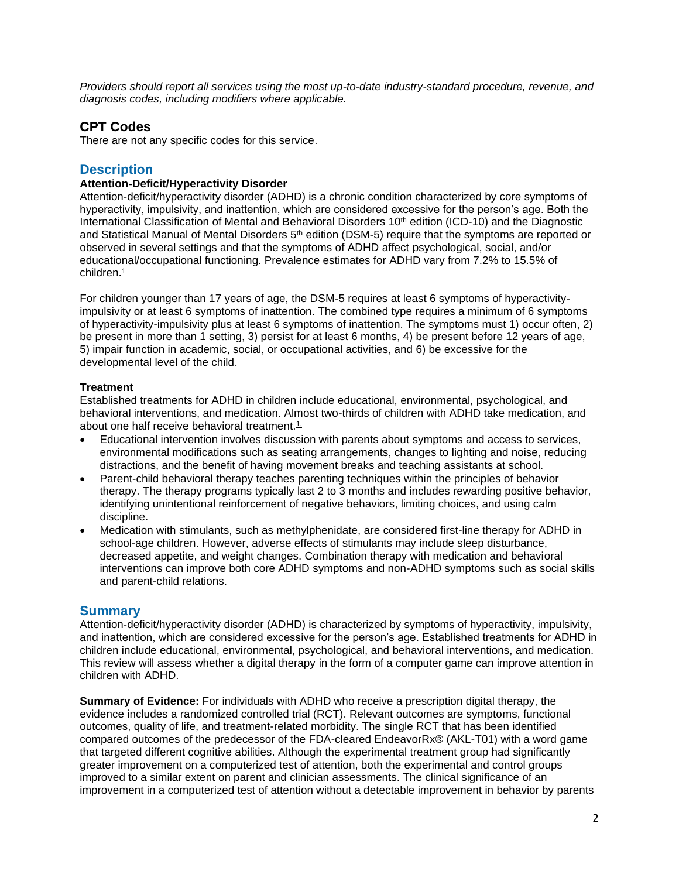*Providers should report all services using the most up-to-date industry-standard procedure, revenue, and diagnosis codes, including modifiers where applicable.*

## CPT Codes

There are not any specific codes for this service.

## Description

### Attention-Deficit/Hyperactivity Disorder

Attention-deficit/hyperactivity disorder (ADHD) is a chronic condition characterized by core symptoms of hyperactivity, impulsivity, and inattention, which are considered excessive for the person's age. Both the International Classification of Mental and Behavioral Disorders 10th edition (ICD-10) and the Diagnostic and Statistical Manual of Mental Disorders 5th edition (DSM-5) require that the symptoms are reported or observed in several settings and that the symptoms of ADHD affect psychological, social, and/or educational/occupational functioning. Prevalence estimates for ADHD vary from 7.2% to 15.5% of children.[1]

For children younger than 17 years of age, the DSM-5 requires at least 6 symptoms of hyperactivity-impulsivity or at least 6 symptoms of inattention. The combined type requires a minimum of 6 symptoms of hyperactivity-impulsivity plus at least 6 symptoms of inattention. The symptoms must 1) occur often, 2) be present in more than 1 setting, 3) persist for at least 6 months, 4) be present before 12 years of age, 5) impair function in academic, social, or occupational activities, and 6) be excessive for the developmental level of the child.

### Treatment

Established treatments for ADHD in children include educational, environmental, psychological, and behavioral interventions, and medication. Almost two-thirds of children with ADHD take medication, and about one half receive behavioral treatment.[1]

- Educational intervention involves discussion with parents about symptoms and access to services, environmental modifications such as seating arrangements, changes to lighting and noise, reducing distractions, and the benefit of having movement breaks and teaching assistants at school.
- Parent-child behavioral therapy teaches parenting techniques within the principles of behavior therapy. The therapy programs typically last 2 to 3 months and includes rewarding positive behavior, identifying unintentional reinforcement of negative behaviors, limiting choices, and using calm discipline.
- Medication with stimulants, such as methylphenidate, are considered first-line therapy for ADHD in school-age children. However, adverse effects of stimulants may include sleep disturbance, decreased appetite, and weight changes. Combination therapy with medication and behavioral interventions can improve both core ADHD symptoms and non-ADHD symptoms such as social skills and parent-child relations.

## Summary

Attention-deficit/hyperactivity disorder (ADHD) is characterized by symptoms of hyperactivity, impulsivity, and inattention, which are considered excessive for the person's age. Established treatments for ADHD in children include educational, environmental, psychological, and behavioral interventions, and medication. This review will assess whether a digital therapy in the form of a computer game can improve attention in children with ADHD.

**Summary of Evidence:** For individuals with ADHD who receive a prescription digital therapy, the evidence includes a randomized controlled trial (RCT). Relevant outcomes are symptoms, functional outcomes, quality of life, and treatment-related morbidity. The single RCT that has been identified compared outcomes of the predecessor of the FDA-cleared EndeavorRx® (AKL-T01) with a word game that targeted different cognitive abilities. Although the experimental treatment group had significantly greater improvement on a computerized test of attention, both the experimental and control groups improved to a similar extent on parent and clinician assessments. The clinical significance of an improvement in a computerized test of attention without a detectable improvement in behavior by parents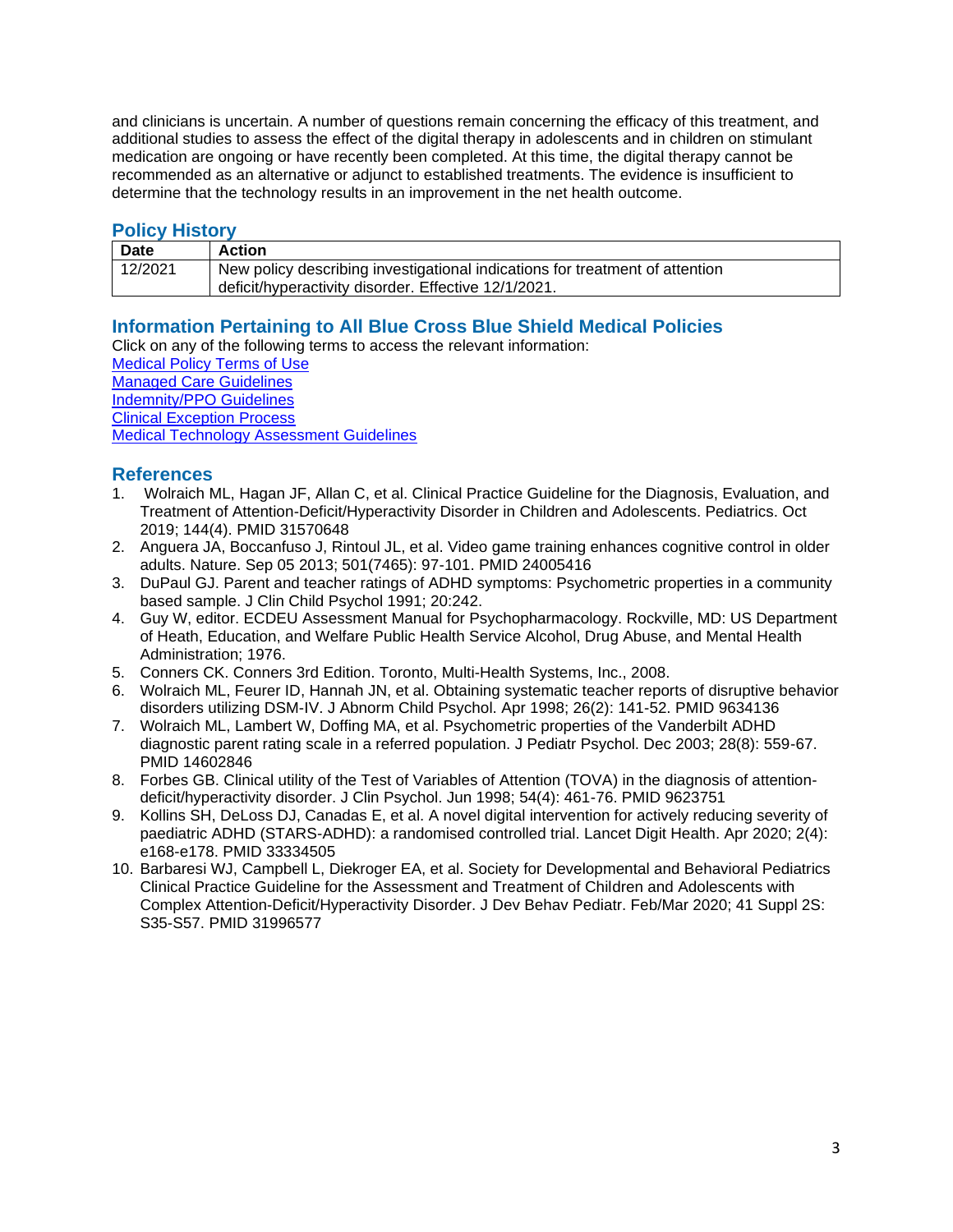and clinicians is uncertain. A number of questions remain concerning the efficacy of this treatment, and additional studies to assess the effect of the digital therapy in adolescents and in children on stimulant medication are ongoing or have recently been completed. At this time, the digital therapy cannot be recommended as an alternative or adjunct to established treatments. The evidence is insufficient to determine that the technology results in an improvement in the net health outcome.

## Policy History

| Date | Action |
|---|---|
| 12/2021 | New policy describing investigational indications for treatment of attention deficit/hyperactivity disorder. Effective 12/1/2021. |

## Information Pertaining to All Blue Cross Blue Shield Medical Policies

Click on any of the following terms to access the relevant information:

Medical Policy Terms of Use
Managed Care Guidelines
Indemnity/PPO Guidelines
Clinical Exception Process
Medical Technology Assessment Guidelines

## References

1. Wolraich ML, Hagan JF, Allan C, et al. Clinical Practice Guideline for the Diagnosis, Evaluation, and Treatment of Attention-Deficit/Hyperactivity Disorder in Children and Adolescents. Pediatrics. Oct 2019; 144(4). PMID 31570648
2. Anguera JA, Boccanfuso J, Rintoul JL, et al. Video game training enhances cognitive control in older adults. Nature. Sep 05 2013; 501(7465): 97-101. PMID 24005416
3. DuPaul GJ. Parent and teacher ratings of ADHD symptoms: Psychometric properties in a community based sample. J Clin Child Psychol 1991; 20:242.
4. Guy W, editor. ECDEU Assessment Manual for Psychopharmacology. Rockville, MD: US Department of Heath, Education, and Welfare Public Health Service Alcohol, Drug Abuse, and Mental Health Administration; 1976.
5. Conners CK. Conners 3rd Edition. Toronto, Multi-Health Systems, Inc., 2008.
6. Wolraich ML, Feurer ID, Hannah JN, et al. Obtaining systematic teacher reports of disruptive behavior disorders utilizing DSM-IV. J Abnorm Child Psychol. Apr 1998; 26(2): 141-52. PMID 9634136
7. Wolraich ML, Lambert W, Doffing MA, et al. Psychometric properties of the Vanderbilt ADHD diagnostic parent rating scale in a referred population. J Pediatr Psychol. Dec 2003; 28(8): 559-67. PMID 14602846
8. Forbes GB. Clinical utility of the Test of Variables of Attention (TOVA) in the diagnosis of attention-deficit/hyperactivity disorder. J Clin Psychol. Jun 1998; 54(4): 461-76. PMID 9623751
9. Kollins SH, DeLoss DJ, Canadas E, et al. A novel digital intervention for actively reducing severity of paediatric ADHD (STARS-ADHD): a randomised controlled trial. Lancet Digit Health. Apr 2020; 2(4): e168-e178. PMID 33334505
10. Barbaresi WJ, Campbell L, Diekroger EA, et al. Society for Developmental and Behavioral Pediatrics Clinical Practice Guideline for the Assessment and Treatment of Children and Adolescents with Complex Attention-Deficit/Hyperactivity Disorder. J Dev Behav Pediatr. Feb/Mar 2020; 41 Suppl 2S: S35-S57. PMID 31996577